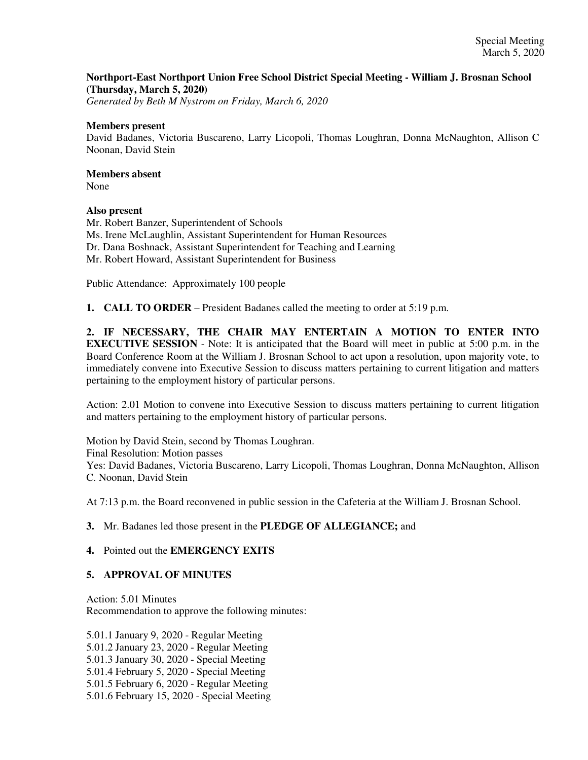**Northport-East Northport Union Free School District Special Meeting - William J. Brosnan School (Thursday, March 5, 2020)**
*Generated by Beth M Nystrom on Friday, March 6, 2020*

**Members present**
David Badanes, Victoria Buscareno, Larry Licopoli, Thomas Loughran, Donna McNaughton, Allison C Noonan, David Stein

**Members absent**
None

**Also present**
Mr. Robert Banzer, Superintendent of Schools
Ms. Irene McLaughlin, Assistant Superintendent for Human Resources
Dr. Dana Boshnack, Assistant Superintendent for Teaching and Learning
Mr. Robert Howard, Assistant Superintendent for Business

Public Attendance: Approximately 100 people

**1. CALL TO ORDER** – President Badanes called the meeting to order at 5:19 p.m.

**2. IF NECESSARY, THE CHAIR MAY ENTERTAIN A MOTION TO ENTER INTO EXECUTIVE SESSION** - Note: It is anticipated that the Board will meet in public at 5:00 p.m. in the Board Conference Room at the William J. Brosnan School to act upon a resolution, upon majority vote, to immediately convene into Executive Session to discuss matters pertaining to current litigation and matters pertaining to the employment history of particular persons.

Action: 2.01 Motion to convene into Executive Session to discuss matters pertaining to current litigation and matters pertaining to the employment history of particular persons.

Motion by David Stein, second by Thomas Loughran.
Final Resolution: Motion passes
Yes: David Badanes, Victoria Buscareno, Larry Licopoli, Thomas Loughran, Donna McNaughton, Allison C. Noonan, David Stein

At 7:13 p.m. the Board reconvened in public session in the Cafeteria at the William J. Brosnan School.

**3.** Mr. Badanes led those present in the **PLEDGE OF ALLEGIANCE;** and

**4.** Pointed out the **EMERGENCY EXITS**

**5. APPROVAL OF MINUTES**

Action: 5.01 Minutes
Recommendation to approve the following minutes:

5.01.1 January 9, 2020 - Regular Meeting
5.01.2 January 23, 2020 - Regular Meeting
5.01.3 January 30, 2020 - Special Meeting
5.01.4 February 5, 2020 - Special Meeting
5.01.5 February 6, 2020 - Regular Meeting
5.01.6 February 15, 2020 - Special Meeting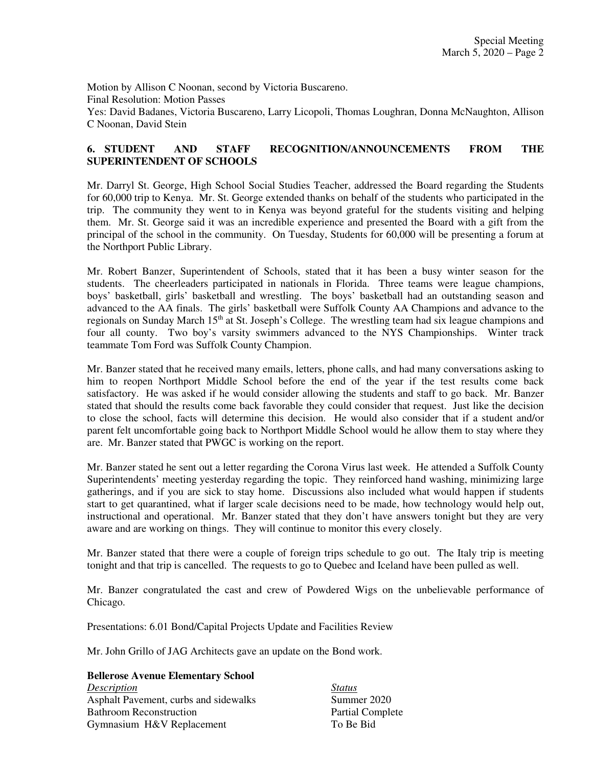Motion by Allison C Noonan, second by Victoria Buscareno.
Final Resolution: Motion Passes
Yes: David Badanes, Victoria Buscareno, Larry Licopoli, Thomas Loughran, Donna McNaughton, Allison C Noonan, David Stein

## 6. STUDENT AND STAFF RECOGNITION/ANNOUNCEMENTS FROM THE SUPERINTENDENT OF SCHOOLS

Mr. Darryl St. George, High School Social Studies Teacher, addressed the Board regarding the Students for 60,000 trip to Kenya. Mr. St. George extended thanks on behalf of the students who participated in the trip. The community they went to in Kenya was beyond grateful for the students visiting and helping them. Mr. St. George said it was an incredible experience and presented the Board with a gift from the principal of the school in the community. On Tuesday, Students for 60,000 will be presenting a forum at the Northport Public Library.

Mr. Robert Banzer, Superintendent of Schools, stated that it has been a busy winter season for the students. The cheerleaders participated in nationals in Florida. Three teams were league champions, boys' basketball, girls' basketball and wrestling. The boys' basketball had an outstanding season and advanced to the AA finals. The girls' basketball were Suffolk County AA Champions and advance to the regionals on Sunday March 15th at St. Joseph's College. The wrestling team had six league champions and four all county. Two boy's varsity swimmers advanced to the NYS Championships. Winter track teammate Tom Ford was Suffolk County Champion.

Mr. Banzer stated that he received many emails, letters, phone calls, and had many conversations asking to him to reopen Northport Middle School before the end of the year if the test results come back satisfactory. He was asked if he would consider allowing the students and staff to go back. Mr. Banzer stated that should the results come back favorable they could consider that request. Just like the decision to close the school, facts will determine this decision. He would also consider that if a student and/or parent felt uncomfortable going back to Northport Middle School would he allow them to stay where they are. Mr. Banzer stated that PWGC is working on the report.

Mr. Banzer stated he sent out a letter regarding the Corona Virus last week. He attended a Suffolk County Superintendents' meeting yesterday regarding the topic. They reinforced hand washing, minimizing large gatherings, and if you are sick to stay home. Discussions also included what would happen if students start to get quarantined, what if larger scale decisions need to be made, how technology would help out, instructional and operational. Mr. Banzer stated that they don't have answers tonight but they are very aware and are working on things. They will continue to monitor this every closely.

Mr. Banzer stated that there were a couple of foreign trips schedule to go out. The Italy trip is meeting tonight and that trip is cancelled. The requests to go to Quebec and Iceland have been pulled as well.

Mr. Banzer congratulated the cast and crew of Powdered Wigs on the unbelievable performance of Chicago.

Presentations: 6.01 Bond/Capital Projects Update and Facilities Review

Mr. John Grillo of JAG Architects gave an update on the Bond work.

**Bellerose Avenue Elementary School**

| *Description* | *Status* |
|---|---|
| Asphalt Pavement, curbs and sidewalks | Summer 2020 |
| Bathroom Reconstruction | Partial Complete |
| Gymnasium H&V Replacement | To Be Bid |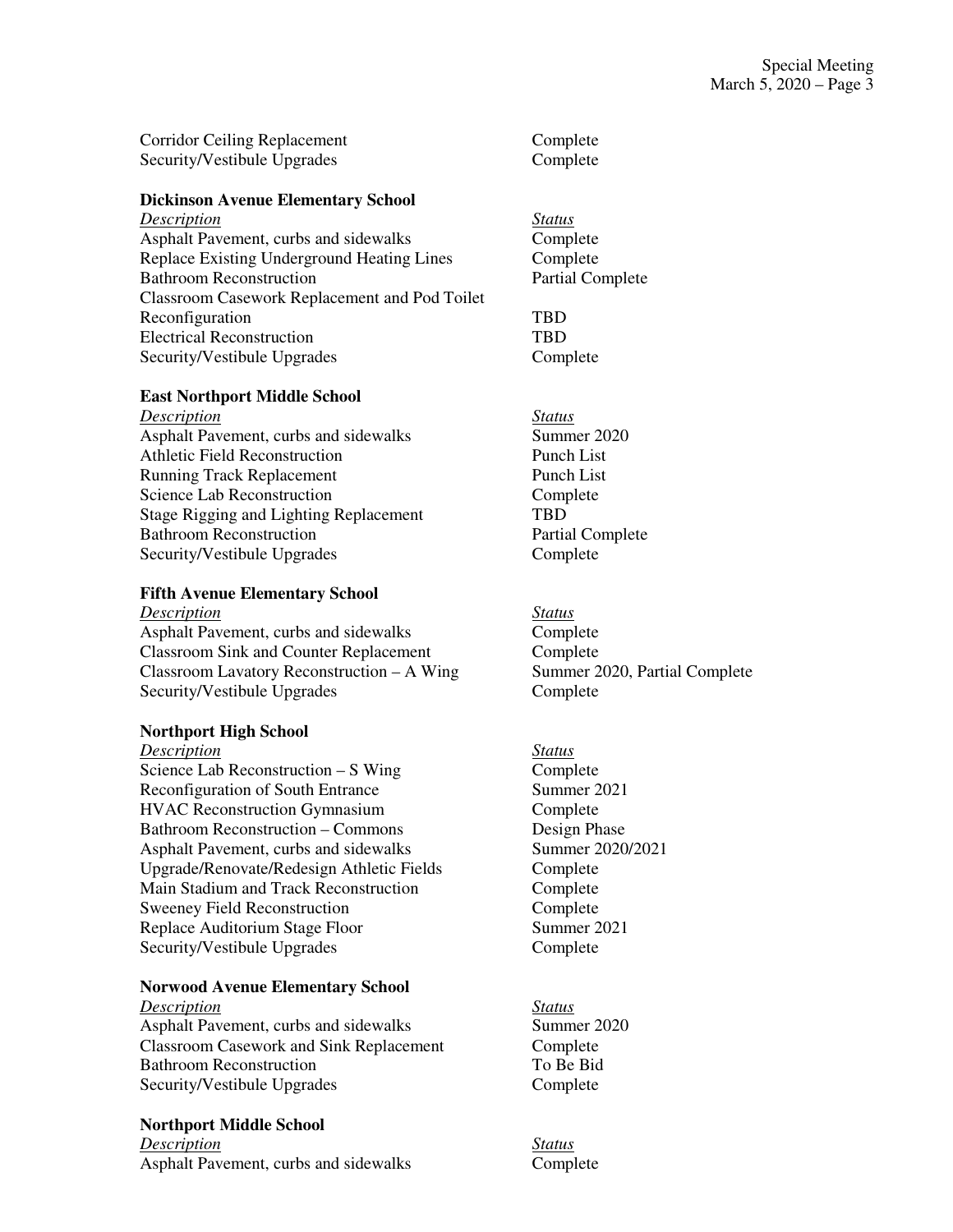| | |
|---|---|
| Corridor Ceiling Replacement | Complete |
| Security/Vestibule Upgrades | Complete |

**Dickinson Avenue Elementary School**

| *Description* | *Status* |
|---|---|
| Asphalt Pavement, curbs and sidewalks | Complete |
| Replace Existing Underground Heating Lines | Complete |
| Bathroom Reconstruction | Partial Complete |
| Classroom Casework Replacement and Pod Toilet Reconfiguration | TBD |
| Electrical Reconstruction | TBD |
| Security/Vestibule Upgrades | Complete |

**East Northport Middle School**

| *Description* | *Status* |
|---|---|
| Asphalt Pavement, curbs and sidewalks | Summer 2020 |
| Athletic Field Reconstruction | Punch List |
| Running Track Replacement | Punch List |
| Science Lab Reconstruction | Complete |
| Stage Rigging and Lighting Replacement | TBD |
| Bathroom Reconstruction | Partial Complete |
| Security/Vestibule Upgrades | Complete |

**Fifth Avenue Elementary School**

| *Description* | *Status* |
|---|---|
| Asphalt Pavement, curbs and sidewalks | Complete |
| Classroom Sink and Counter Replacement | Complete |
| Classroom Lavatory Reconstruction – A Wing | Summer 2020, Partial Complete |
| Security/Vestibule Upgrades | Complete |

**Northport High School**

| *Description* | *Status* |
|---|---|
| Science Lab Reconstruction – S Wing | Complete |
| Reconfiguration of South Entrance | Summer 2021 |
| HVAC Reconstruction Gymnasium | Complete |
| Bathroom Reconstruction – Commons | Design Phase |
| Asphalt Pavement, curbs and sidewalks | Summer 2020/2021 |
| Upgrade/Renovate/Redesign Athletic Fields | Complete |
| Main Stadium and Track Reconstruction | Complete |
| Sweeney Field Reconstruction | Complete |
| Replace Auditorium Stage Floor | Summer 2021 |
| Security/Vestibule Upgrades | Complete |

**Norwood Avenue Elementary School**

| *Description* | *Status* |
|---|---|
| Asphalt Pavement, curbs and sidewalks | Summer 2020 |
| Classroom Casework and Sink Replacement | Complete |
| Bathroom Reconstruction | To Be Bid |
| Security/Vestibule Upgrades | Complete |

**Northport Middle School**

| *Description* | *Status* |
|---|---|
| Asphalt Pavement, curbs and sidewalks | Complete |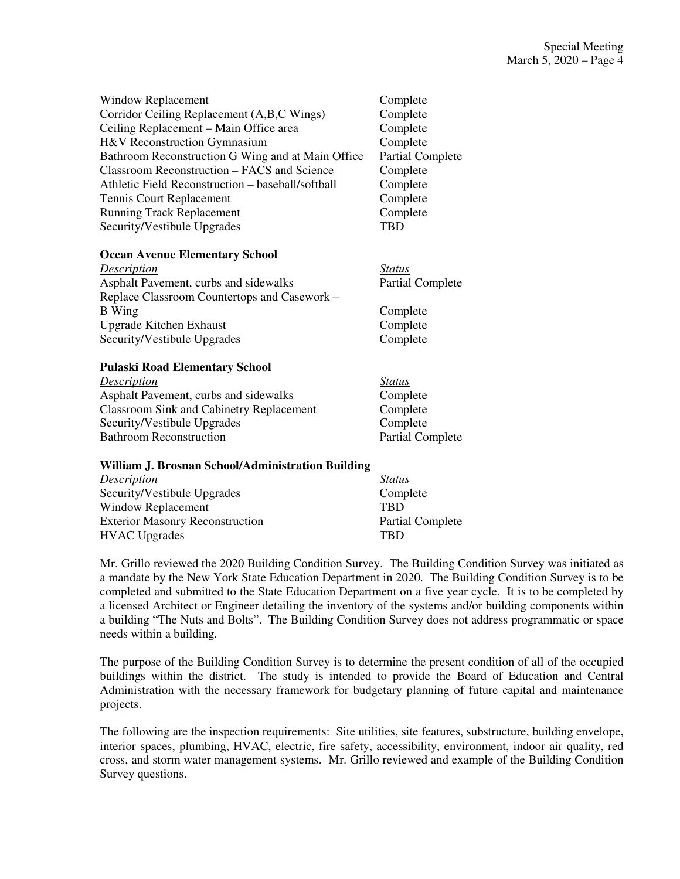| | |
|---|---|
| Window Replacement | Complete |
| Corridor Ceiling Replacement (A,B,C Wings) | Complete |
| Ceiling Replacement – Main Office area | Complete |
| H&V Reconstruction Gymnasium | Complete |
| Bathroom Reconstruction G Wing and at Main Office | Partial Complete |
| Classroom Reconstruction – FACS and Science | Complete |
| Athletic Field Reconstruction – baseball/softball | Complete |
| Tennis Court Replacement | Complete |
| Running Track Replacement | Complete |
| Security/Vestibule Upgrades | TBD |

**Ocean Avenue Elementary School**

| *Description* | *Status* |
|---|---|
| Asphalt Pavement, curbs and sidewalks | Partial Complete |
| Replace Classroom Countertops and Casework – B Wing | Complete |
| Upgrade Kitchen Exhaust | Complete |
| Security/Vestibule Upgrades | Complete |

**Pulaski Road Elementary School**

| *Description* | *Status* |
|---|---|
| Asphalt Pavement, curbs and sidewalks | Complete |
| Classroom Sink and Cabinetry Replacement | Complete |
| Security/Vestibule Upgrades | Complete |
| Bathroom Reconstruction | Partial Complete |

**William J. Brosnan School/Administration Building**

| *Description* | *Status* |
|---|---|
| Security/Vestibule Upgrades | Complete |
| Window Replacement | TBD |
| Exterior Masonry Reconstruction | Partial Complete |
| HVAC Upgrades | TBD |

Mr. Grillo reviewed the 2020 Building Condition Survey. The Building Condition Survey was initiated as a mandate by the New York State Education Department in 2020. The Building Condition Survey is to be completed and submitted to the State Education Department on a five year cycle. It is to be completed by a licensed Architect or Engineer detailing the inventory of the systems and/or building components within a building "The Nuts and Bolts". The Building Condition Survey does not address programmatic or space needs within a building.

The purpose of the Building Condition Survey is to determine the present condition of all of the occupied buildings within the district. The study is intended to provide the Board of Education and Central Administration with the necessary framework for budgetary planning of future capital and maintenance projects.

The following are the inspection requirements: Site utilities, site features, substructure, building envelope, interior spaces, plumbing, HVAC, electric, fire safety, accessibility, environment, indoor air quality, red cross, and storm water management systems. Mr. Grillo reviewed and example of the Building Condition Survey questions.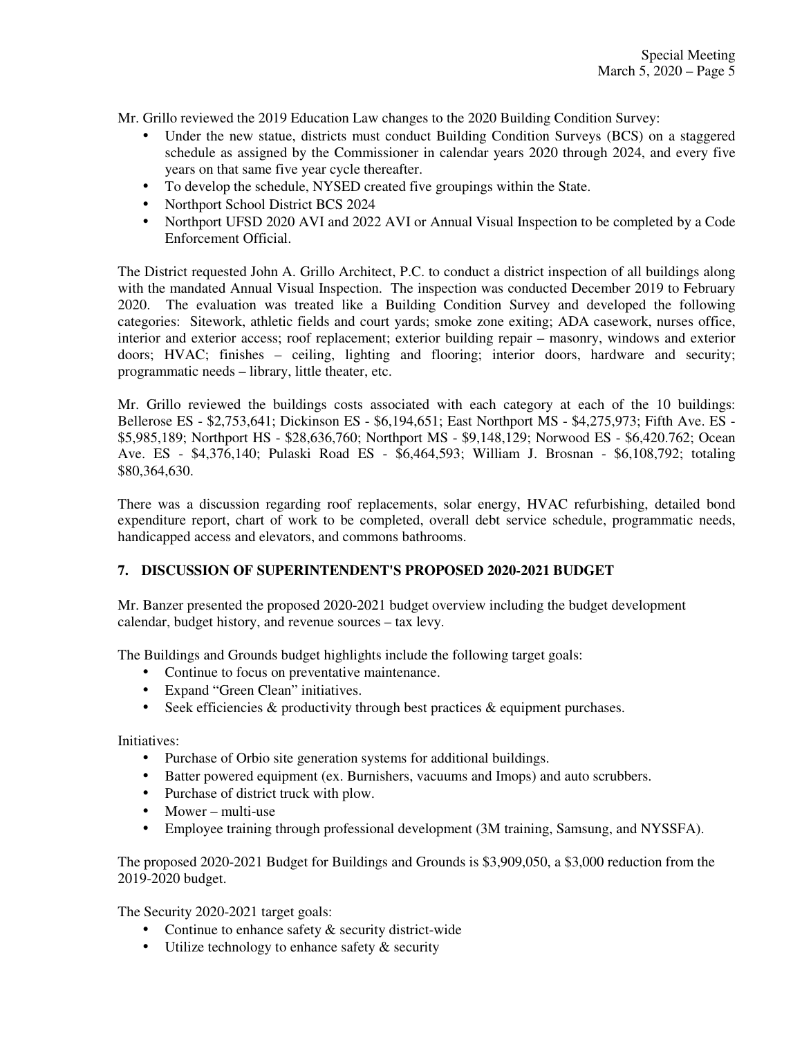Mr. Grillo reviewed the 2019 Education Law changes to the 2020 Building Condition Survey:

- Under the new statue, districts must conduct Building Condition Surveys (BCS) on a staggered schedule as assigned by the Commissioner in calendar years 2020 through 2024, and every five years on that same five year cycle thereafter.
- To develop the schedule, NYSED created five groupings within the State.
- Northport School District BCS 2024
- Northport UFSD 2020 AVI and 2022 AVI or Annual Visual Inspection to be completed by a Code Enforcement Official.

The District requested John A. Grillo Architect, P.C. to conduct a district inspection of all buildings along with the mandated Annual Visual Inspection. The inspection was conducted December 2019 to February 2020. The evaluation was treated like a Building Condition Survey and developed the following categories: Sitework, athletic fields and court yards; smoke zone exiting; ADA casework, nurses office, interior and exterior access; roof replacement; exterior building repair – masonry, windows and exterior doors; HVAC; finishes – ceiling, lighting and flooring; interior doors, hardware and security; programmatic needs – library, little theater, etc.

Mr. Grillo reviewed the buildings costs associated with each category at each of the 10 buildings: Bellerose ES - $2,753,641; Dickinson ES - $6,194,651; East Northport MS - $4,275,973; Fifth Ave. ES - $5,985,189; Northport HS - $28,636,760; Northport MS - $9,148,129; Norwood ES - $6,420.762; Ocean Ave. ES - $4,376,140; Pulaski Road ES - $6,464,593; William J. Brosnan - $6,108,792; totaling $80,364,630.

There was a discussion regarding roof replacements, solar energy, HVAC refurbishing, detailed bond expenditure report, chart of work to be completed, overall debt service schedule, programmatic needs, handicapped access and elevators, and commons bathrooms.

## 7. DISCUSSION OF SUPERINTENDENT'S PROPOSED 2020-2021 BUDGET

Mr. Banzer presented the proposed 2020-2021 budget overview including the budget development calendar, budget history, and revenue sources – tax levy.

The Buildings and Grounds budget highlights include the following target goals:

- Continue to focus on preventative maintenance.
- Expand "Green Clean" initiatives.
- Seek efficiencies & productivity through best practices & equipment purchases.

Initiatives:

- Purchase of Orbio site generation systems for additional buildings.
- Batter powered equipment (ex. Burnishers, vacuums and Imops) and auto scrubbers.
- Purchase of district truck with plow.
- Mower – multi-use
- Employee training through professional development (3M training, Samsung, and NYSSFA).

The proposed 2020-2021 Budget for Buildings and Grounds is $3,909,050, a $3,000 reduction from the 2019-2020 budget.

The Security 2020-2021 target goals:

- Continue to enhance safety & security district-wide
- Utilize technology to enhance safety & security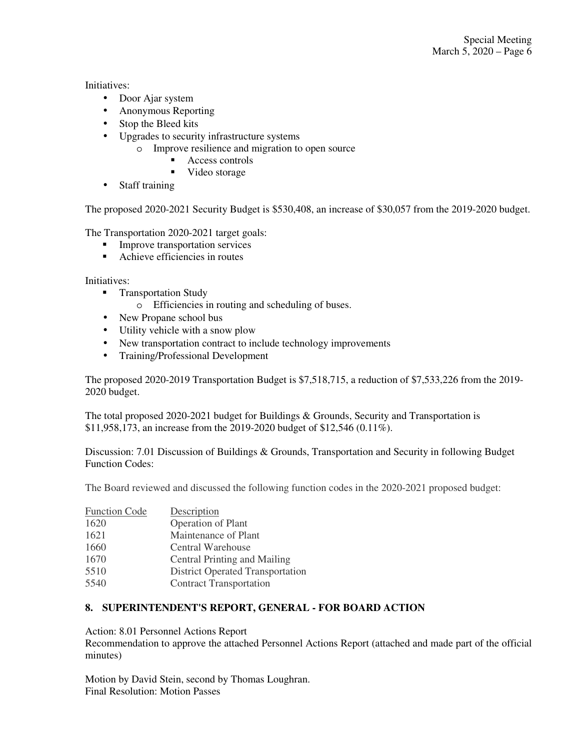Initiatives:

- Door Ajar system
- Anonymous Reporting
- Stop the Bleed kits
- Upgrades to security infrastructure systems
  - Improve resilience and migration to open source
    - Access controls
    - Video storage
- Staff training

The proposed 2020-2021 Security Budget is $530,408, an increase of $30,057 from the 2019-2020 budget.

The Transportation 2020-2021 target goals:

- Improve transportation services
- Achieve efficiencies in routes

Initiatives:

- Transportation Study
  - Efficiencies in routing and scheduling of buses.
- New Propane school bus
- Utility vehicle with a snow plow
- New transportation contract to include technology improvements
- Training/Professional Development

The proposed 2020-2019 Transportation Budget is $7,518,715, a reduction of $7,533,226 from the 2019-2020 budget.

The total proposed 2020-2021 budget for Buildings & Grounds, Security and Transportation is $11,958,173, an increase from the 2019-2020 budget of $12,546 (0.11%).

Discussion: 7.01 Discussion of Buildings & Grounds, Transportation and Security in following Budget Function Codes:

The Board reviewed and discussed the following function codes in the 2020-2021 proposed budget:

| Function Code | Description |
| --- | --- |
| 1620 | Operation of Plant |
| 1621 | Maintenance of Plant |
| 1660 | Central Warehouse |
| 1670 | Central Printing and Mailing |
| 5510 | District Operated Transportation |
| 5540 | Contract Transportation |

## 8. SUPERINTENDENT'S REPORT, GENERAL - FOR BOARD ACTION

Action: 8.01 Personnel Actions Report
Recommendation to approve the attached Personnel Actions Report (attached and made part of the official minutes)

Motion by David Stein, second by Thomas Loughran.
Final Resolution: Motion Passes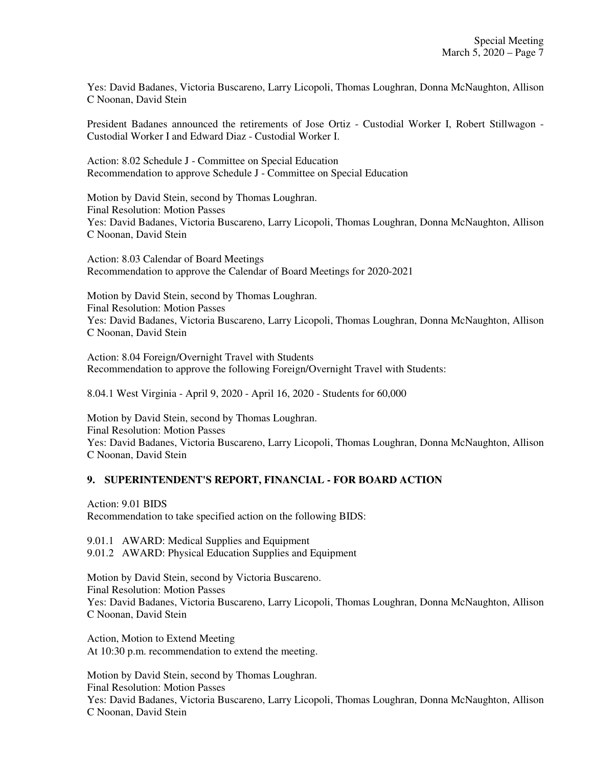Yes: David Badanes, Victoria Buscareno, Larry Licopoli, Thomas Loughran, Donna McNaughton, Allison C Noonan, David Stein

President Badanes announced the retirements of Jose Ortiz - Custodial Worker I, Robert Stillwagon - Custodial Worker I and Edward Diaz - Custodial Worker I.

Action: 8.02 Schedule J - Committee on Special Education
Recommendation to approve Schedule J - Committee on Special Education

Motion by David Stein, second by Thomas Loughran.
Final Resolution: Motion Passes
Yes: David Badanes, Victoria Buscareno, Larry Licopoli, Thomas Loughran, Donna McNaughton, Allison C Noonan, David Stein

Action: 8.03 Calendar of Board Meetings
Recommendation to approve the Calendar of Board Meetings for 2020-2021

Motion by David Stein, second by Thomas Loughran.
Final Resolution: Motion Passes
Yes: David Badanes, Victoria Buscareno, Larry Licopoli, Thomas Loughran, Donna McNaughton, Allison C Noonan, David Stein

Action: 8.04 Foreign/Overnight Travel with Students
Recommendation to approve the following Foreign/Overnight Travel with Students:

8.04.1 West Virginia - April 9, 2020 - April 16, 2020 - Students for 60,000

Motion by David Stein, second by Thomas Loughran.
Final Resolution: Motion Passes
Yes: David Badanes, Victoria Buscareno, Larry Licopoli, Thomas Loughran, Donna McNaughton, Allison C Noonan, David Stein

## 9. SUPERINTENDENT'S REPORT, FINANCIAL - FOR BOARD ACTION

Action: 9.01 BIDS
Recommendation to take specified action on the following BIDS:

9.01.1 AWARD: Medical Supplies and Equipment
9.01.2 AWARD: Physical Education Supplies and Equipment

Motion by David Stein, second by Victoria Buscareno.
Final Resolution: Motion Passes
Yes: David Badanes, Victoria Buscareno, Larry Licopoli, Thomas Loughran, Donna McNaughton, Allison C Noonan, David Stein

Action, Motion to Extend Meeting
At 10:30 p.m. recommendation to extend the meeting.

Motion by David Stein, second by Thomas Loughran.
Final Resolution: Motion Passes
Yes: David Badanes, Victoria Buscareno, Larry Licopoli, Thomas Loughran, Donna McNaughton, Allison C Noonan, David Stein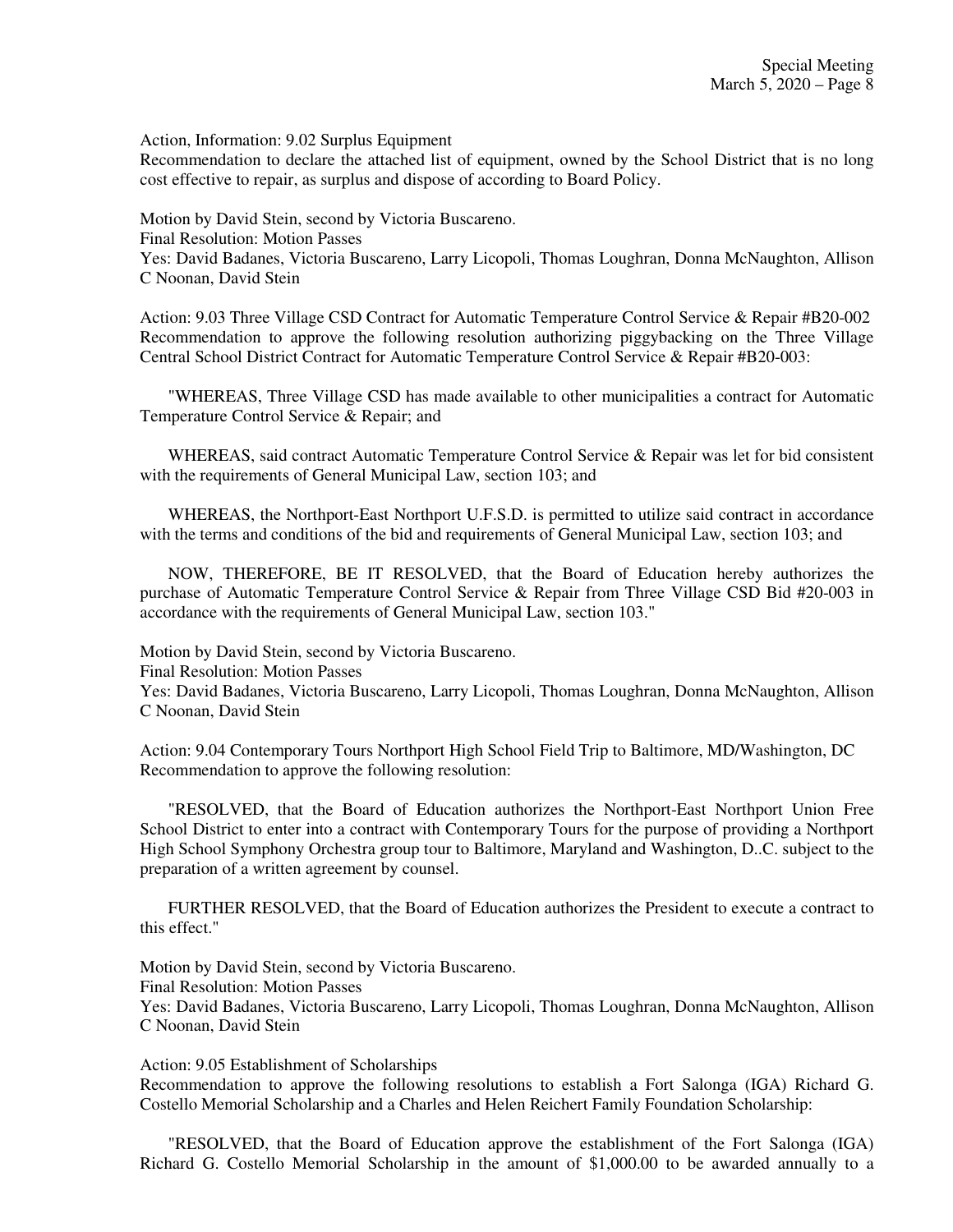Action, Information: 9.02 Surplus Equipment
Recommendation to declare the attached list of equipment, owned by the School District that is no long cost effective to repair, as surplus and dispose of according to Board Policy.

Motion by David Stein, second by Victoria Buscareno.
Final Resolution: Motion Passes
Yes: David Badanes, Victoria Buscareno, Larry Licopoli, Thomas Loughran, Donna McNaughton, Allison C Noonan, David Stein

Action: 9.03 Three Village CSD Contract for Automatic Temperature Control Service & Repair #B20-002
Recommendation to approve the following resolution authorizing piggybacking on the Three Village Central School District Contract for Automatic Temperature Control Service & Repair #B20-003:

"WHEREAS, Three Village CSD has made available to other municipalities a contract for Automatic Temperature Control Service & Repair; and

WHEREAS, said contract Automatic Temperature Control Service & Repair was let for bid consistent with the requirements of General Municipal Law, section 103; and

WHEREAS, the Northport-East Northport U.F.S.D. is permitted to utilize said contract in accordance with the terms and conditions of the bid and requirements of General Municipal Law, section 103; and

NOW, THEREFORE, BE IT RESOLVED, that the Board of Education hereby authorizes the purchase of Automatic Temperature Control Service & Repair from Three Village CSD Bid #20-003 in accordance with the requirements of General Municipal Law, section 103."

Motion by David Stein, second by Victoria Buscareno.
Final Resolution: Motion Passes
Yes: David Badanes, Victoria Buscareno, Larry Licopoli, Thomas Loughran, Donna McNaughton, Allison C Noonan, David Stein

Action: 9.04 Contemporary Tours Northport High School Field Trip to Baltimore, MD/Washington, DC
Recommendation to approve the following resolution:

"RESOLVED, that the Board of Education authorizes the Northport-East Northport Union Free School District to enter into a contract with Contemporary Tours for the purpose of providing a Northport High School Symphony Orchestra group tour to Baltimore, Maryland and Washington, D..C. subject to the preparation of a written agreement by counsel.

FURTHER RESOLVED, that the Board of Education authorizes the President to execute a contract to this effect."

Motion by David Stein, second by Victoria Buscareno.
Final Resolution: Motion Passes
Yes: David Badanes, Victoria Buscareno, Larry Licopoli, Thomas Loughran, Donna McNaughton, Allison C Noonan, David Stein

Action: 9.05 Establishment of Scholarships
Recommendation to approve the following resolutions to establish a Fort Salonga (IGA) Richard G. Costello Memorial Scholarship and a Charles and Helen Reichert Family Foundation Scholarship:

"RESOLVED, that the Board of Education approve the establishment of the Fort Salonga (IGA) Richard G. Costello Memorial Scholarship in the amount of $1,000.00 to be awarded annually to a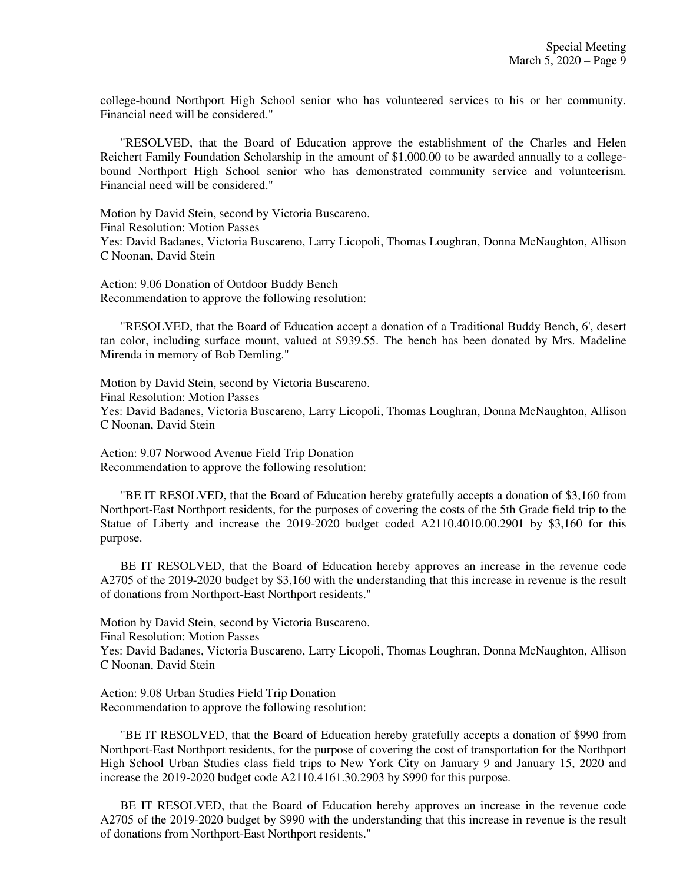college-bound Northport High School senior who has volunteered services to his or her community. Financial need will be considered."

"RESOLVED, that the Board of Education approve the establishment of the Charles and Helen Reichert Family Foundation Scholarship in the amount of $1,000.00 to be awarded annually to a college-bound Northport High School senior who has demonstrated community service and volunteerism. Financial need will be considered."

Motion by David Stein, second by Victoria Buscareno.
Final Resolution: Motion Passes
Yes: David Badanes, Victoria Buscareno, Larry Licopoli, Thomas Loughran, Donna McNaughton, Allison C Noonan, David Stein

Action: 9.06 Donation of Outdoor Buddy Bench
Recommendation to approve the following resolution:

"RESOLVED, that the Board of Education accept a donation of a Traditional Buddy Bench, 6', desert tan color, including surface mount, valued at $939.55. The bench has been donated by Mrs. Madeline Mirenda in memory of Bob Demling."

Motion by David Stein, second by Victoria Buscareno.
Final Resolution: Motion Passes
Yes: David Badanes, Victoria Buscareno, Larry Licopoli, Thomas Loughran, Donna McNaughton, Allison C Noonan, David Stein

Action: 9.07 Norwood Avenue Field Trip Donation
Recommendation to approve the following resolution:

"BE IT RESOLVED, that the Board of Education hereby gratefully accepts a donation of $3,160 from Northport-East Northport residents, for the purposes of covering the costs of the 5th Grade field trip to the Statue of Liberty and increase the 2019-2020 budget coded A2110.4010.00.2901 by $3,160 for this purpose.

BE IT RESOLVED, that the Board of Education hereby approves an increase in the revenue code A2705 of the 2019-2020 budget by $3,160 with the understanding that this increase in revenue is the result of donations from Northport-East Northport residents."

Motion by David Stein, second by Victoria Buscareno.
Final Resolution: Motion Passes
Yes: David Badanes, Victoria Buscareno, Larry Licopoli, Thomas Loughran, Donna McNaughton, Allison C Noonan, David Stein

Action: 9.08 Urban Studies Field Trip Donation
Recommendation to approve the following resolution:

"BE IT RESOLVED, that the Board of Education hereby gratefully accepts a donation of $990 from Northport-East Northport residents, for the purpose of covering the cost of transportation for the Northport High School Urban Studies class field trips to New York City on January 9 and January 15, 2020 and increase the 2019-2020 budget code A2110.4161.30.2903 by $990 for this purpose.

BE IT RESOLVED, that the Board of Education hereby approves an increase in the revenue code A2705 of the 2019-2020 budget by $990 with the understanding that this increase in revenue is the result of donations from Northport-East Northport residents."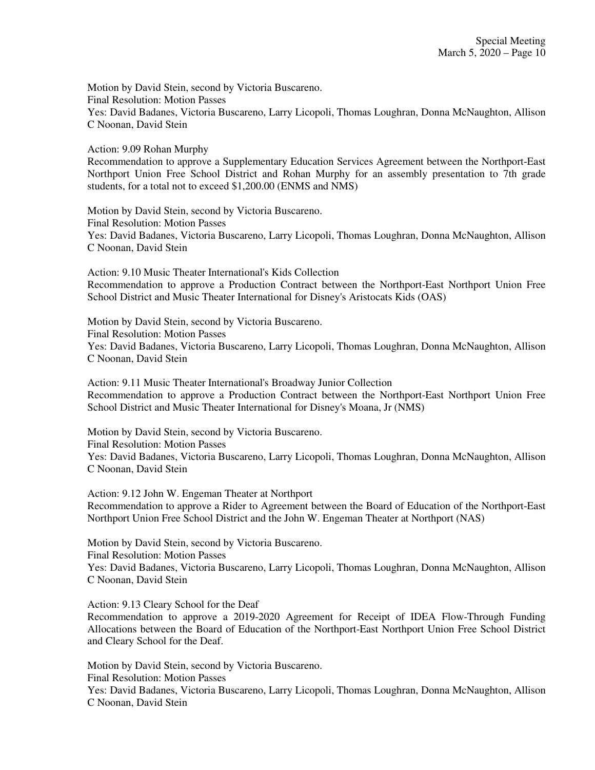Motion by David Stein, second by Victoria Buscareno.
Final Resolution: Motion Passes
Yes: David Badanes, Victoria Buscareno, Larry Licopoli, Thomas Loughran, Donna McNaughton, Allison C Noonan, David Stein

Action: 9.09 Rohan Murphy
Recommendation to approve a Supplementary Education Services Agreement between the Northport-East Northport Union Free School District and Rohan Murphy for an assembly presentation to 7th grade students, for a total not to exceed $1,200.00 (ENMS and NMS)

Motion by David Stein, second by Victoria Buscareno.
Final Resolution: Motion Passes
Yes: David Badanes, Victoria Buscareno, Larry Licopoli, Thomas Loughran, Donna McNaughton, Allison C Noonan, David Stein

Action: 9.10 Music Theater International's Kids Collection
Recommendation to approve a Production Contract between the Northport-East Northport Union Free School District and Music Theater International for Disney's Aristocats Kids (OAS)

Motion by David Stein, second by Victoria Buscareno.
Final Resolution: Motion Passes
Yes: David Badanes, Victoria Buscareno, Larry Licopoli, Thomas Loughran, Donna McNaughton, Allison C Noonan, David Stein

Action: 9.11 Music Theater International's Broadway Junior Collection
Recommendation to approve a Production Contract between the Northport-East Northport Union Free School District and Music Theater International for Disney's Moana, Jr (NMS)

Motion by David Stein, second by Victoria Buscareno.
Final Resolution: Motion Passes
Yes: David Badanes, Victoria Buscareno, Larry Licopoli, Thomas Loughran, Donna McNaughton, Allison C Noonan, David Stein

Action: 9.12 John W. Engeman Theater at Northport
Recommendation to approve a Rider to Agreement between the Board of Education of the Northport-East Northport Union Free School District and the John W. Engeman Theater at Northport (NAS)

Motion by David Stein, second by Victoria Buscareno.
Final Resolution: Motion Passes
Yes: David Badanes, Victoria Buscareno, Larry Licopoli, Thomas Loughran, Donna McNaughton, Allison C Noonan, David Stein

Action: 9.13 Cleary School for the Deaf
Recommendation to approve a 2019-2020 Agreement for Receipt of IDEA Flow-Through Funding Allocations between the Board of Education of the Northport-East Northport Union Free School District and Cleary School for the Deaf.

Motion by David Stein, second by Victoria Buscareno.
Final Resolution: Motion Passes
Yes: David Badanes, Victoria Buscareno, Larry Licopoli, Thomas Loughran, Donna McNaughton, Allison C Noonan, David Stein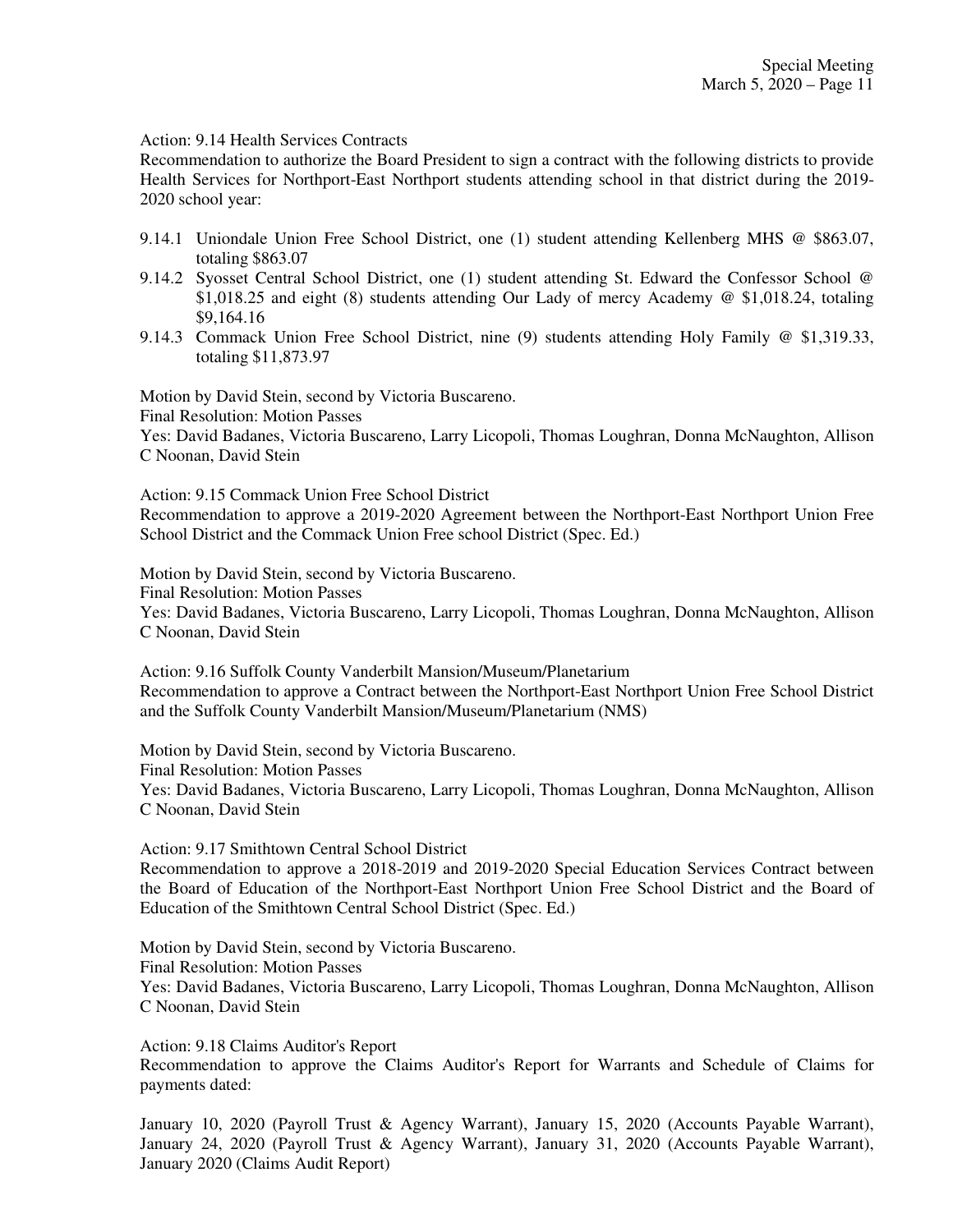Action: 9.14 Health Services Contracts

Recommendation to authorize the Board President to sign a contract with the following districts to provide Health Services for Northport-East Northport students attending school in that district during the 2019-2020 school year:

- 9.14.1 Uniondale Union Free School District, one (1) student attending Kellenberg MHS @ $863.07, totaling $863.07
- 9.14.2 Syosset Central School District, one (1) student attending St. Edward the Confessor School @ $1,018.25 and eight (8) students attending Our Lady of mercy Academy @ $1,018.24, totaling $9,164.16
- 9.14.3 Commack Union Free School District, nine (9) students attending Holy Family @ $1,319.33, totaling $11,873.97

Motion by David Stein, second by Victoria Buscareno.
Final Resolution: Motion Passes
Yes: David Badanes, Victoria Buscareno, Larry Licopoli, Thomas Loughran, Donna McNaughton, Allison C Noonan, David Stein

Action: 9.15 Commack Union Free School District

Recommendation to approve a 2019-2020 Agreement between the Northport-East Northport Union Free School District and the Commack Union Free school District (Spec. Ed.)

Motion by David Stein, second by Victoria Buscareno.
Final Resolution: Motion Passes
Yes: David Badanes, Victoria Buscareno, Larry Licopoli, Thomas Loughran, Donna McNaughton, Allison C Noonan, David Stein

Action: 9.16 Suffolk County Vanderbilt Mansion/Museum/Planetarium

Recommendation to approve a Contract between the Northport-East Northport Union Free School District and the Suffolk County Vanderbilt Mansion/Museum/Planetarium (NMS)

Motion by David Stein, second by Victoria Buscareno.
Final Resolution: Motion Passes
Yes: David Badanes, Victoria Buscareno, Larry Licopoli, Thomas Loughran, Donna McNaughton, Allison C Noonan, David Stein

Action: 9.17 Smithtown Central School District

Recommendation to approve a 2018-2019 and 2019-2020 Special Education Services Contract between the Board of Education of the Northport-East Northport Union Free School District and the Board of Education of the Smithtown Central School District (Spec. Ed.)

Motion by David Stein, second by Victoria Buscareno.
Final Resolution: Motion Passes
Yes: David Badanes, Victoria Buscareno, Larry Licopoli, Thomas Loughran, Donna McNaughton, Allison C Noonan, David Stein

Action: 9.18 Claims Auditor's Report

Recommendation to approve the Claims Auditor's Report for Warrants and Schedule of Claims for payments dated:

January 10, 2020 (Payroll Trust & Agency Warrant), January 15, 2020 (Accounts Payable Warrant), January 24, 2020 (Payroll Trust & Agency Warrant), January 31, 2020 (Accounts Payable Warrant), January 2020 (Claims Audit Report)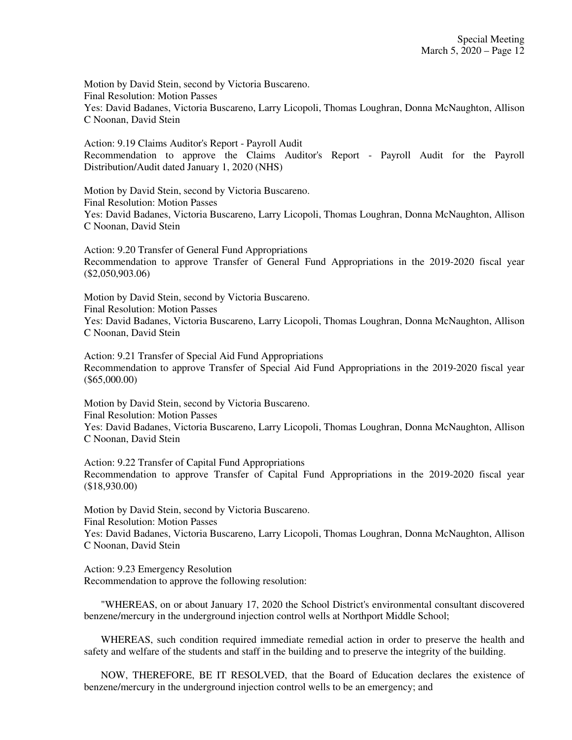Motion by David Stein, second by Victoria Buscareno.
Final Resolution: Motion Passes
Yes: David Badanes, Victoria Buscareno, Larry Licopoli, Thomas Loughran, Donna McNaughton, Allison C Noonan, David Stein

Action: 9.19 Claims Auditor's Report - Payroll Audit
Recommendation to approve the Claims Auditor's Report - Payroll Audit for the Payroll Distribution/Audit dated January 1, 2020 (NHS)

Motion by David Stein, second by Victoria Buscareno.
Final Resolution: Motion Passes
Yes: David Badanes, Victoria Buscareno, Larry Licopoli, Thomas Loughran, Donna McNaughton, Allison C Noonan, David Stein

Action: 9.20 Transfer of General Fund Appropriations
Recommendation to approve Transfer of General Fund Appropriations in the 2019-2020 fiscal year ($2,050,903.06)

Motion by David Stein, second by Victoria Buscareno.
Final Resolution: Motion Passes
Yes: David Badanes, Victoria Buscareno, Larry Licopoli, Thomas Loughran, Donna McNaughton, Allison C Noonan, David Stein

Action: 9.21 Transfer of Special Aid Fund Appropriations
Recommendation to approve Transfer of Special Aid Fund Appropriations in the 2019-2020 fiscal year ($65,000.00)

Motion by David Stein, second by Victoria Buscareno.
Final Resolution: Motion Passes
Yes: David Badanes, Victoria Buscareno, Larry Licopoli, Thomas Loughran, Donna McNaughton, Allison C Noonan, David Stein

Action: 9.22 Transfer of Capital Fund Appropriations
Recommendation to approve Transfer of Capital Fund Appropriations in the 2019-2020 fiscal year ($18,930.00)

Motion by David Stein, second by Victoria Buscareno.
Final Resolution: Motion Passes
Yes: David Badanes, Victoria Buscareno, Larry Licopoli, Thomas Loughran, Donna McNaughton, Allison C Noonan, David Stein

Action: 9.23 Emergency Resolution
Recommendation to approve the following resolution:

"WHEREAS, on or about January 17, 2020 the School District's environmental consultant discovered benzene/mercury in the underground injection control wells at Northport Middle School;

WHEREAS, such condition required immediate remedial action in order to preserve the health and safety and welfare of the students and staff in the building and to preserve the integrity of the building.

NOW, THEREFORE, BE IT RESOLVED, that the Board of Education declares the existence of benzene/mercury in the underground injection control wells to be an emergency; and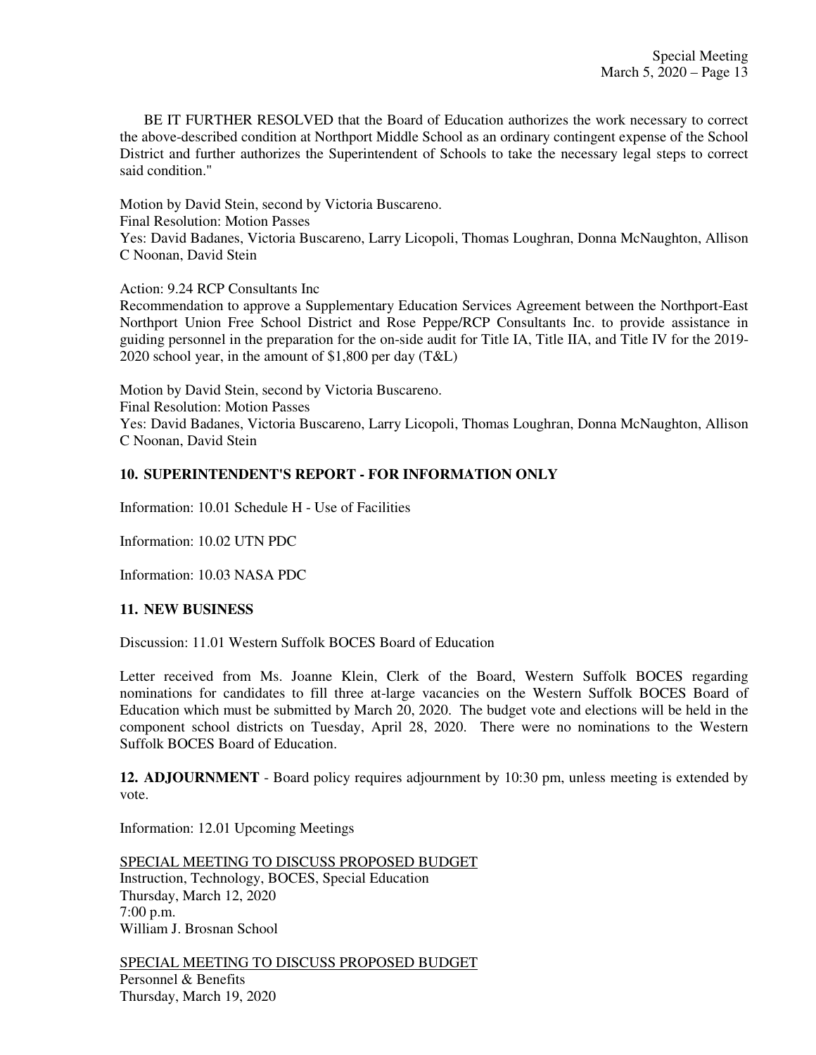BE IT FURTHER RESOLVED that the Board of Education authorizes the work necessary to correct the above-described condition at Northport Middle School as an ordinary contingent expense of the School District and further authorizes the Superintendent of Schools to take the necessary legal steps to correct said condition."

Motion by David Stein, second by Victoria Buscareno.
Final Resolution: Motion Passes
Yes: David Badanes, Victoria Buscareno, Larry Licopoli, Thomas Loughran, Donna McNaughton, Allison C Noonan, David Stein

Action: 9.24 RCP Consultants Inc
Recommendation to approve a Supplementary Education Services Agreement between the Northport-East Northport Union Free School District and Rose Peppe/RCP Consultants Inc. to provide assistance in guiding personnel in the preparation for the on-side audit for Title IA, Title IIA, and Title IV for the 2019-2020 school year, in the amount of $1,800 per day (T&L)

Motion by David Stein, second by Victoria Buscareno.
Final Resolution: Motion Passes
Yes: David Badanes, Victoria Buscareno, Larry Licopoli, Thomas Loughran, Donna McNaughton, Allison C Noonan, David Stein

**10. SUPERINTENDENT'S REPORT - FOR INFORMATION ONLY**

Information: 10.01 Schedule H - Use of Facilities

Information: 10.02 UTN PDC

Information: 10.03 NASA PDC

**11. NEW BUSINESS**

Discussion: 11.01 Western Suffolk BOCES Board of Education

Letter received from Ms. Joanne Klein, Clerk of the Board, Western Suffolk BOCES regarding nominations for candidates to fill three at-large vacancies on the Western Suffolk BOCES Board of Education which must be submitted by March 20, 2020. The budget vote and elections will be held in the component school districts on Tuesday, April 28, 2020. There were no nominations to the Western Suffolk BOCES Board of Education.

**12. ADJOURNMENT** - Board policy requires adjournment by 10:30 pm, unless meeting is extended by vote.

Information: 12.01 Upcoming Meetings

<u>SPECIAL MEETING TO DISCUSS PROPOSED BUDGET</u>
Instruction, Technology, BOCES, Special Education
Thursday, March 12, 2020
7:00 p.m.
William J. Brosnan School

<u>SPECIAL MEETING TO DISCUSS PROPOSED BUDGET</u>
Personnel & Benefits
Thursday, March 19, 2020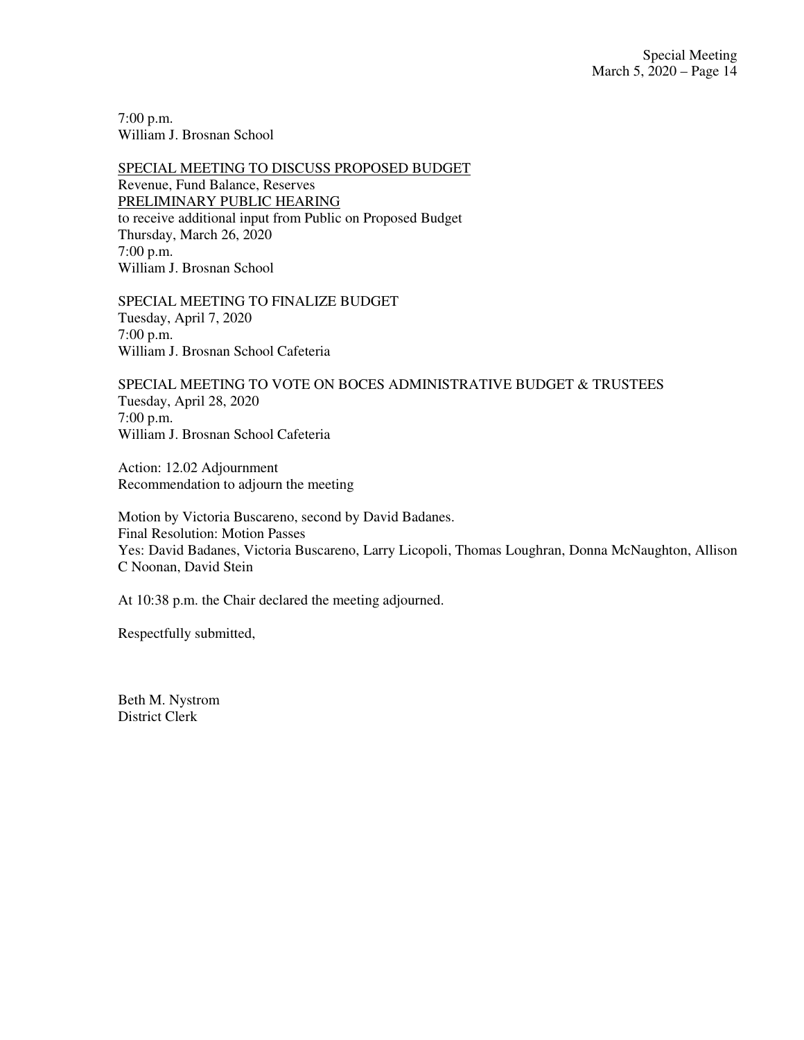7:00 p.m.
William J. Brosnan School

<u>SPECIAL MEETING TO DISCUSS PROPOSED BUDGET</u>
Revenue, Fund Balance, Reserves
<u>PRELIMINARY PUBLIC HEARING</u>
to receive additional input from Public on Proposed Budget
Thursday, March 26, 2020
7:00 p.m.
William J. Brosnan School

SPECIAL MEETING TO FINALIZE BUDGET
Tuesday, April 7, 2020
7:00 p.m.
William J. Brosnan School Cafeteria

SPECIAL MEETING TO VOTE ON BOCES ADMINISTRATIVE BUDGET & TRUSTEES
Tuesday, April 28, 2020
7:00 p.m.
William J. Brosnan School Cafeteria

Action: 12.02 Adjournment
Recommendation to adjourn the meeting

Motion by Victoria Buscareno, second by David Badanes.
Final Resolution: Motion Passes
Yes: David Badanes, Victoria Buscareno, Larry Licopoli, Thomas Loughran, Donna McNaughton, Allison C Noonan, David Stein

At 10:38 p.m. the Chair declared the meeting adjourned.

Respectfully submitted,

Beth M. Nystrom
District Clerk